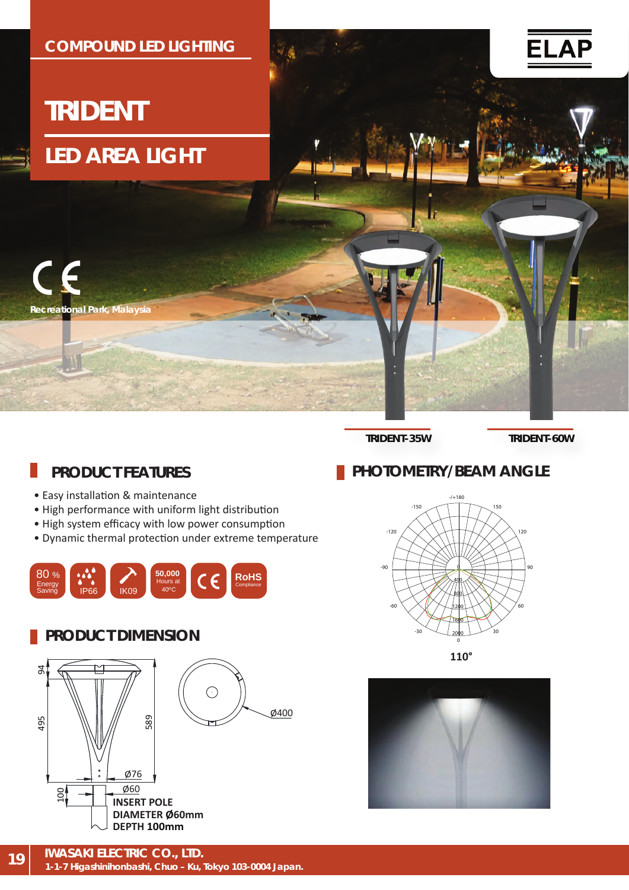COMPOUND LED LIGHTING

# TRIDENT

## LED AREA LIGHT

ELAP

Recreational Park, Malaysia

TRIDENT-35W

TRIDENT-60W

## PRODUCT FEATURES

- Easy installation & maintenance
- High performance with uniform light distribution
- High system efficacy with low power consumption
- Dynamic thermal protection under extreme temperature

80 % Energy Saving | IP66 | IK09 | 50,000 Hours at 40°C | CE | RoHS Compliance

## PRODUCT DIMENSION

94

495

589

Ø400

Ø76

Ø60

100

**INSERT POLE**
**DIAMETER Ø60mm**
**DEPTH 100mm**

## PHOTOMETRY/BEAM ANGLE

-/+180, -150, 150, -120, 120, -90, 90, -60, 60, -30, 30, 0

400, 800, 1200, 1600, 2000

**110°**

**IWASAKI ELECTRIC CO., LTD.**
**1-1-7 Higashinihonbashi, Chuo – Ku, Tokyo 103-0004 Japan.**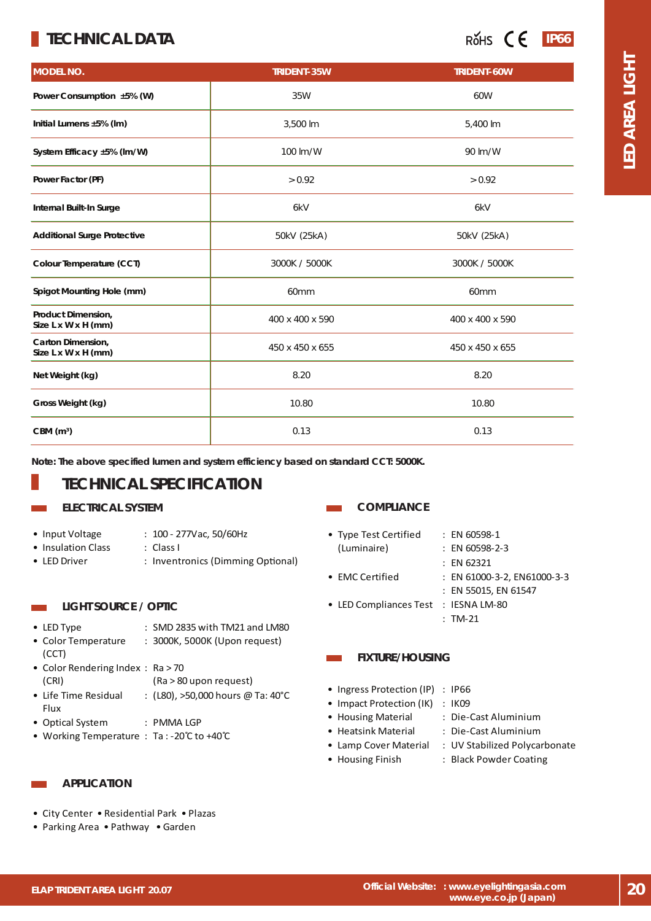# TECHNICAL DATA

RoHS CE IP66

| MODEL NO. | TRIDENT-35W | TRIDENT-60W |
|---|---|---|
| Power Consumption ±5% (W) | 35W | 60W |
| Initial Lumens ±5% (lm) | 3,500 lm | 5,400 lm |
| System Efficacy ±5% (lm/W) | 100 lm/W | 90 lm/W |
| Power Factor (PF) | > 0.92 | > 0.92 |
| Internal Built-In Surge | 6kV | 6kV |
| Additional Surge Protective | 50kV (25kA) | 50kV (25kA) |
| Colour Temperature (CCT) | 3000K / 5000K | 3000K / 5000K |
| Spigot Mounting Hole (mm) | 60mm | 60mm |
| Product Dimension, Size L x W x H (mm) | 400 x 400 x 590 | 400 x 400 x 590 |
| Carton Dimension, Size L x W x H (mm) | 450 x 450 x 655 | 450 x 450 x 655 |
| Net Weight (kg) | 8.20 | 8.20 |
| Gross Weight (kg) | 10.80 | 10.80 |
| CBM ($m^3$) | 0.13 | 0.13 |

**Note: The above specified lumen and system efficiency based on standard CCT: 5000K.**

# TECHNICAL SPECIFICATION

## ELECTRICAL SYSTEM

- Input Voltage : 100 - 277Vac, 50/60Hz
- Insulation Class : Class I
- LED Driver : Inventronics (Dimming Optional)

## LIGHT SOURCE / OPTIC

- LED Type : SMD 2835 with TM21 and LM80
- Color Temperature (CCT) : 3000K, 5000K (Upon request)
- Color Rendering Index (CRI) : Ra > 70 (Ra > 80 upon request)
- Life Time Residual Flux : (L80), >50,000 hours @ Ta: 40°C
- Optical System : PMMA LGP
- Working Temperature : Ta : -20℃ to +40℃

## APPLICATION

- City Center • Residential Park • Plazas
- Parking Area • Pathway • Garden

## COMPLIANCE

- Type Test Certified (Luminaire) : EN 60598-1
  : EN 60598-2-3
  : EN 62321
- EMC Certified : EN 61000-3-2, EN61000-3-3
  : EN 55015, EN 61547
- LED Compliances Test : IESNA LM-80
  : TM-21

## FIXTURE/HOUSING

- Ingress Protection (IP) : IP66
- Impact Protection (IK) : IK09
- Housing Material : Die-Cast Aluminium
- Heatsink Material : Die-Cast Aluminium
- Lamp Cover Material : UV Stabilized Polycarbonate
- Housing Finish : Black Powder Coating